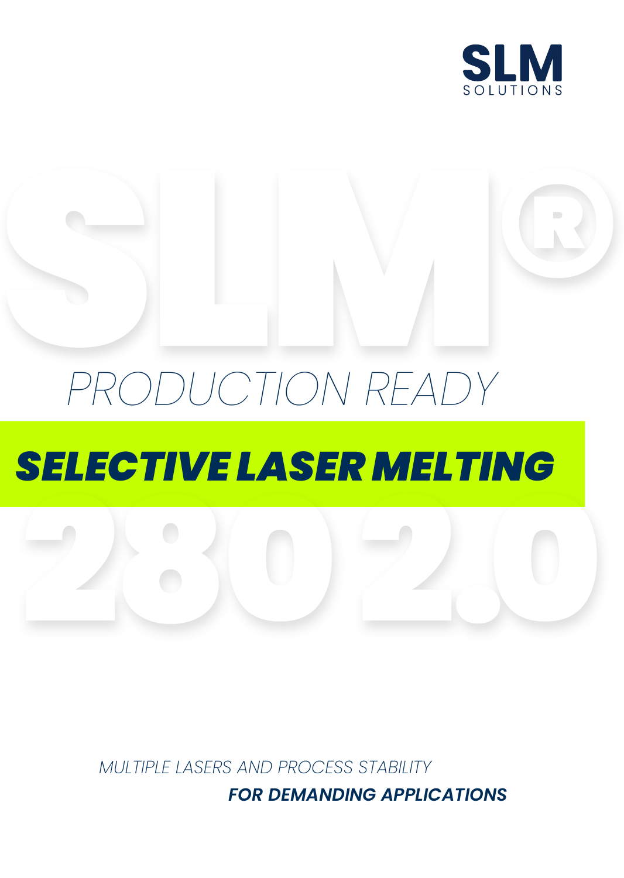SLM SOLUTIONS

# SLM® 280 2.0

PRODUCTION READY

## SELECTIVE LASER MELTING

*MULTIPLE LASERS AND PROCESS STABILITY*

***FOR DEMANDING APPLICATIONS***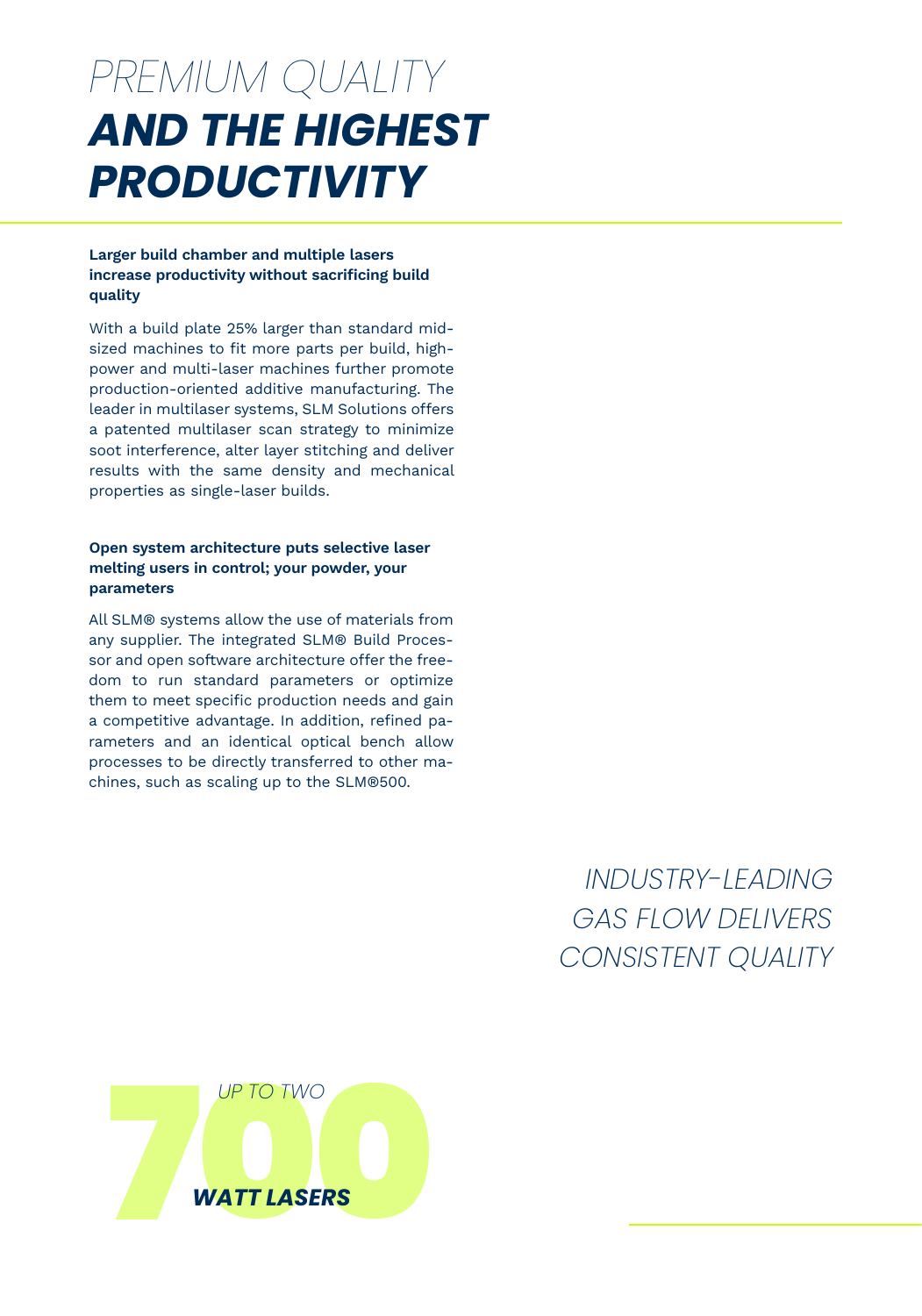# *PREMIUM QUALITY* ***AND THE HIGHEST PRODUCTIVITY***

**Larger build chamber and multiple lasers increase productivity without sacrificing build quality**

With a build plate 25% larger than standard mid-sized machines to fit more parts per build, high-power and multi-laser machines further promote production-oriented additive manufacturing. The leader in multilaser systems, SLM Solutions offers a patented multilaser scan strategy to minimize soot interference, alter layer stitching and deliver results with the same density and mechanical properties as single-laser builds.

**Open system architecture puts selective laser melting users in control; your powder, your parameters**

All SLM® systems allow the use of materials from any supplier. The integrated SLM® Build Processor and open software architecture offer the freedom to run standard parameters or optimize them to meet specific production needs and gain a competitive advantage. In addition, refined parameters and an identical optical bench allow processes to be directly transferred to other machines, such as scaling up to the SLM®500.

*INDUSTRY-LEADING GAS FLOW DELIVERS CONSISTENT QUALITY*

*UP TO TWO* **700** ***WATT LASERS***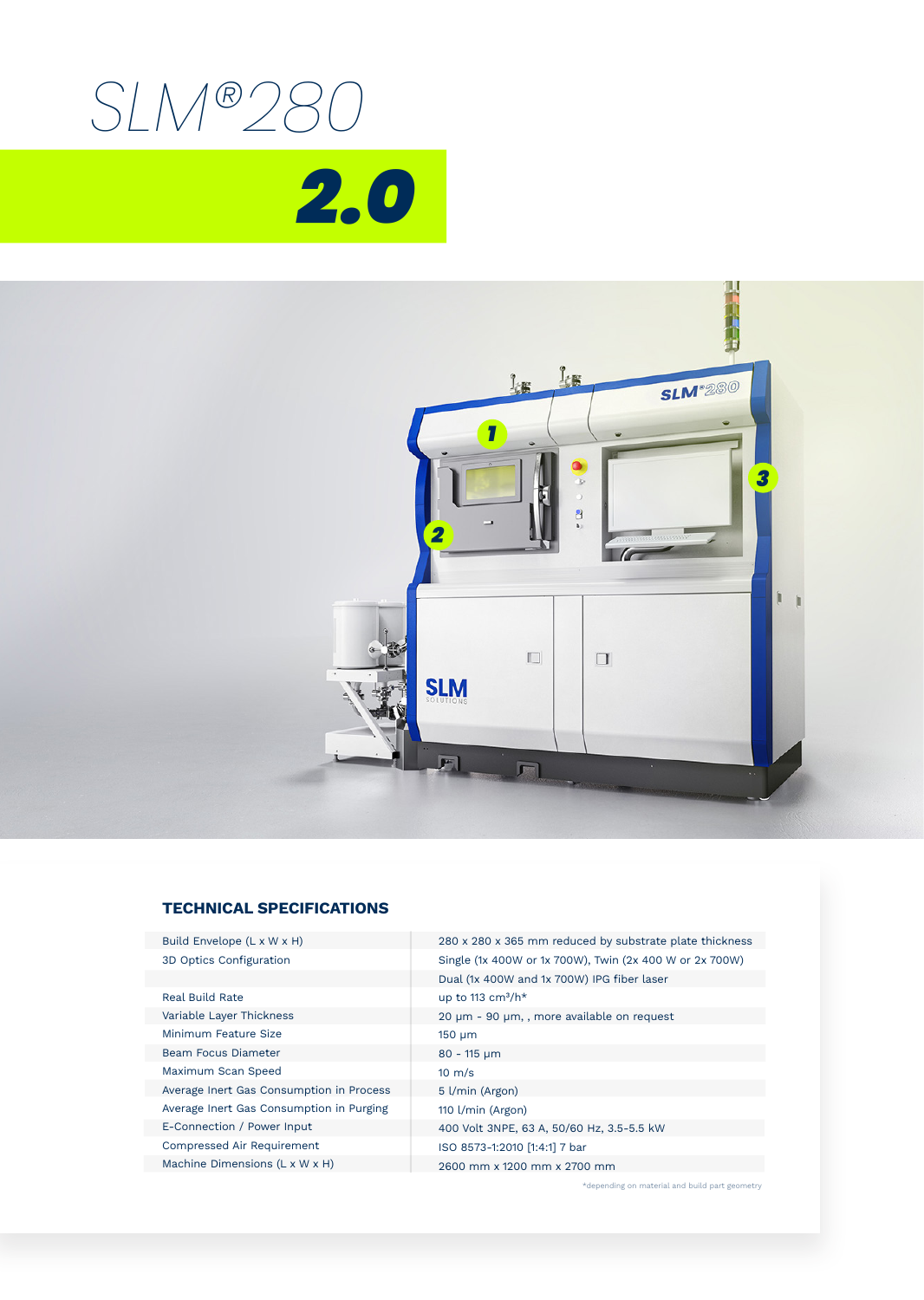# SLM®280

## 2.0

### TECHNICAL SPECIFICATIONS

| | |
|---|---|
| Build Envelope (L x W x H) | 280 x 280 x 365 mm reduced by substrate plate thickness |
| 3D Optics Configuration | Single (1x 400W or 1x 700W), Twin (2x 400 W or 2x 700W) |
| | Dual (1x 400W and 1x 700W) IPG fiber laser |
| Real Build Rate | up to 113 cm³/h* |
| Variable Layer Thickness | 20 µm - 90 µm, , more available on request |
| Minimum Feature Size | 150 µm |
| Beam Focus Diameter | 80 - 115 µm |
| Maximum Scan Speed | 10 m/s |
| Average Inert Gas Consumption in Process | 5 l/min (Argon) |
| Average Inert Gas Consumption in Purging | 110 l/min (Argon) |
| E-Connection / Power Input | 400 Volt 3NPE, 63 A, 50/60 Hz, 3.5-5.5 kW |
| Compressed Air Requirement | ISO 8573-1:2010 [1:4:1] 7 bar |
| Machine Dimensions (L x W x H) | 2600 mm x 1200 mm x 2700 mm |

*depending on material and build part geometry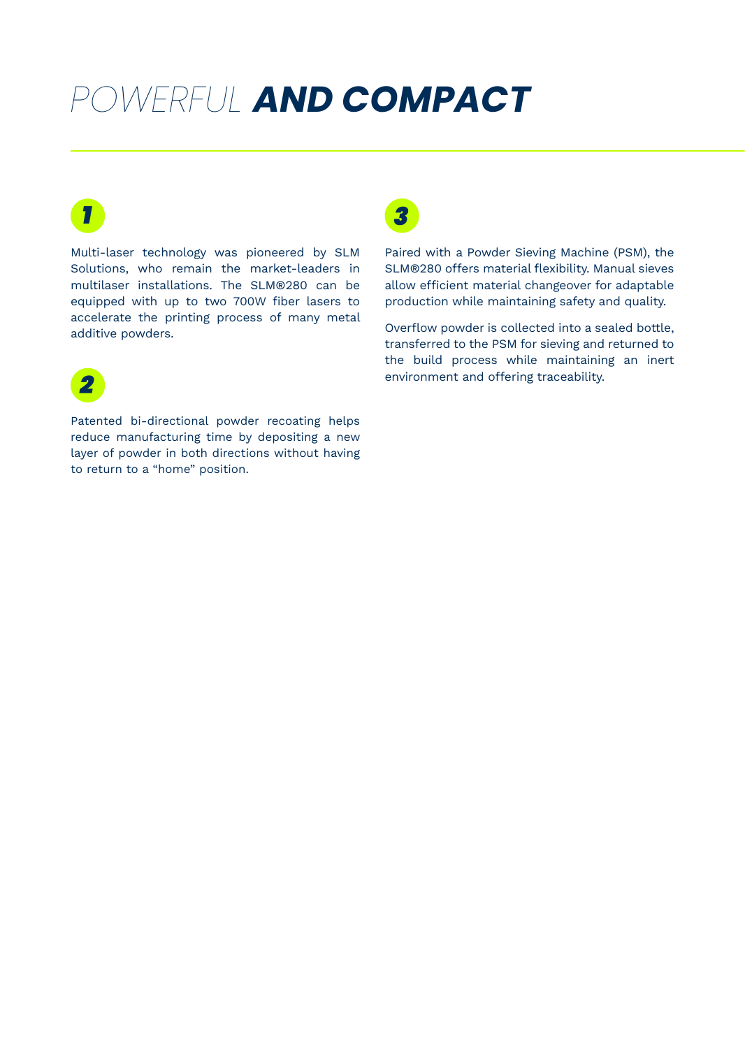# *POWERFUL* **AND COMPACT**

**1**

Multi-laser technology was pioneered by SLM Solutions, who remain the market-leaders in multilaser installations. The SLM®280 can be equipped with up to two 700W fiber lasers to accelerate the printing process of many metal additive powders.

**2**

Patented bi-directional powder recoating helps reduce manufacturing time by depositing a new layer of powder in both directions without having to return to a "home" position.

**3**

Paired with a Powder Sieving Machine (PSM), the SLM®280 offers material flexibility. Manual sieves allow efficient material changeover for adaptable production while maintaining safety and quality.

Overflow powder is collected into a sealed bottle, transferred to the PSM for sieving and returned to the build process while maintaining an inert environment and offering traceability.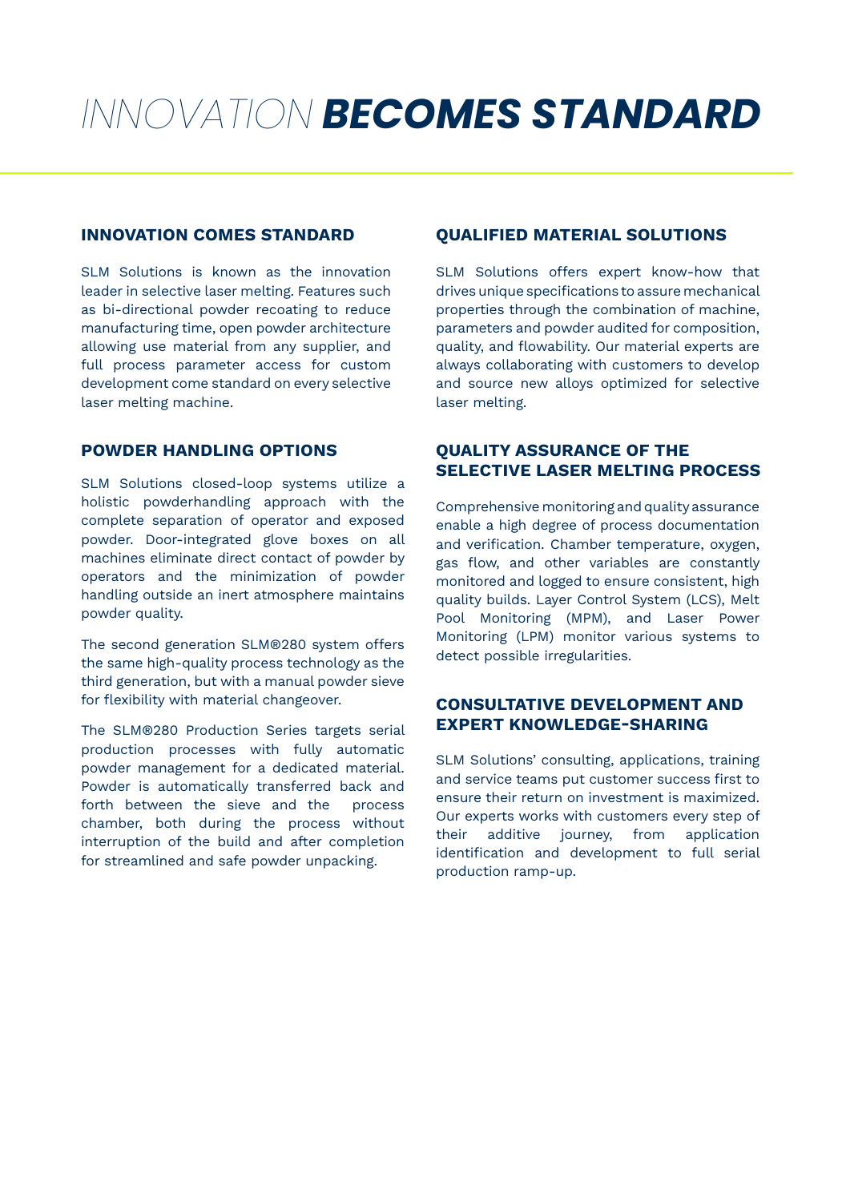# *INNOVATION* **BECOMES STANDARD**

## INNOVATION COMES STANDARD

SLM Solutions is known as the innovation leader in selective laser melting. Features such as bi-directional powder recoating to reduce manufacturing time, open powder architecture allowing use material from any supplier, and full process parameter access for custom development come standard on every selective laser melting machine.

## POWDER HANDLING OPTIONS

SLM Solutions closed-loop systems utilize a holistic powderhandling approach with the complete separation of operator and exposed powder. Door-integrated glove boxes on all machines eliminate direct contact of powder by operators and the minimization of powder handling outside an inert atmosphere maintains powder quality.

The second generation SLM®280 system offers the same high-quality process technology as the third generation, but with a manual powder sieve for flexibility with material changeover.

The SLM®280 Production Series targets serial production processes with fully automatic powder management for a dedicated material. Powder is automatically transferred back and forth between the sieve and the process chamber, both during the process without interruption of the build and after completion for streamlined and safe powder unpacking.

## QUALIFIED MATERIAL SOLUTIONS

SLM Solutions offers expert know-how that drives unique specifications to assure mechanical properties through the combination of machine, parameters and powder audited for composition, quality, and flowability. Our material experts are always collaborating with customers to develop and source new alloys optimized for selective laser melting.

## QUALITY ASSURANCE OF THE SELECTIVE LASER MELTING PROCESS

Comprehensive monitoring and quality assurance enable a high degree of process documentation and verification. Chamber temperature, oxygen, gas flow, and other variables are constantly monitored and logged to ensure consistent, high quality builds. Layer Control System (LCS), Melt Pool Monitoring (MPM), and Laser Power Monitoring (LPM) monitor various systems to detect possible irregularities.

## CONSULTATIVE DEVELOPMENT AND EXPERT KNOWLEDGE-SHARING

SLM Solutions' consulting, applications, training and service teams put customer success first to ensure their return on investment is maximized. Our experts works with customers every step of their additive journey, from application identification and development to full serial production ramp-up.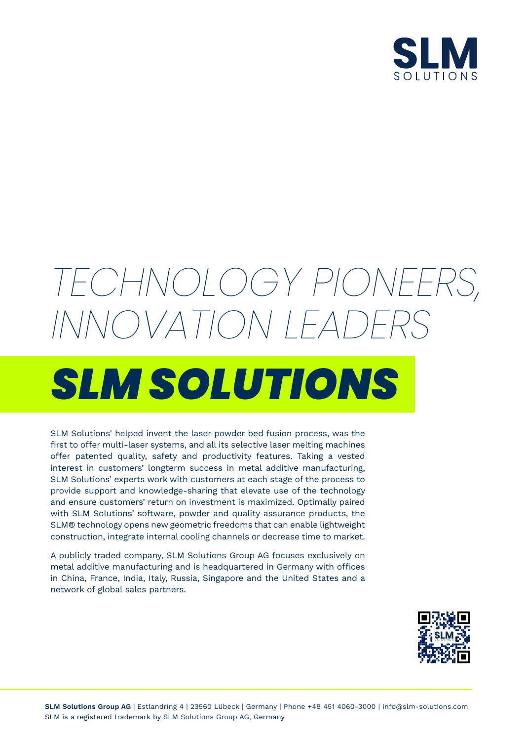# TECHNOLOGY PIONEERS, INNOVATION LEADERS

# SLM SOLUTIONS

SLM Solutions' helped invent the laser powder bed fusion process, was the first to offer multi-laser systems, and all its selective laser melting machines offer patented quality, safety and productivity features. Taking a vested interest in customers' longterm success in metal additive manufacturing, SLM Solutions' experts work with customers at each stage of the process to provide support and knowledge-sharing that elevate use of the technology and ensure customers' return on investment is maximized. Optimally paired with SLM Solutions' software, powder and quality assurance products, the SLM® technology opens new geometric freedoms that can enable lightweight construction, integrate internal cooling channels or decrease time to market.

A publicly traded company, SLM Solutions Group AG focuses exclusively on metal additive manufacturing and is headquartered in Germany with offices in China, France, India, Italy, Russia, Singapore and the United States and a network of global sales partners.

**SLM Solutions Group AG** | Estlandring 4 | 23560 Lübeck | Germany | Phone +49 451 4060-3000 | info@slm-solutions.com
SLM is a registered trademark by SLM Solutions Group AG, Germany